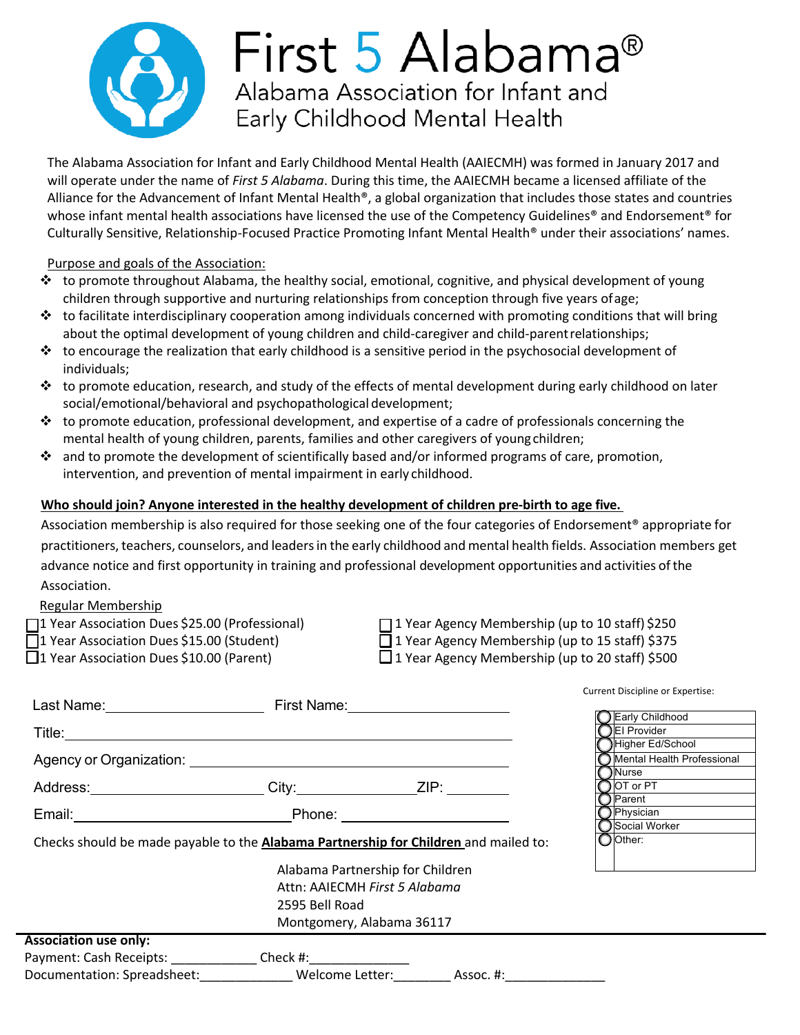# First 5 Alabama®

## Alabama Association for Infant and Early Childhood Mental Health

The Alabama Association for Infant and Early Childhood Mental Health (AAIECMH) was formed in January 2017 and will operate under the name of *First 5 Alabama*. During this time, the AAIECMH became a licensed affiliate of the Alliance for the Advancement of Infant Mental Health®, a global organization that includes those states and countries whose infant mental health associations have licensed the use of the Competency Guidelines® and Endorsement® for Culturally Sensitive, Relationship-Focused Practice Promoting Infant Mental Health® under their associations' names.

Purpose and goals of the Association:

- to promote throughout Alabama, the healthy social, emotional, cognitive, and physical development of young children through supportive and nurturing relationships from conception through five years of age;
- to facilitate interdisciplinary cooperation among individuals concerned with promoting conditions that will bring about the optimal development of young children and child-caregiver and child-parent relationships;
- to encourage the realization that early childhood is a sensitive period in the psychosocial development of individuals;
- to promote education, research, and study of the effects of mental development during early childhood on later social/emotional/behavioral and psychopathological development;
- to promote education, professional development, and expertise of a cadre of professionals concerning the mental health of young children, parents, families and other caregivers of young children;
- and to promote the development of scientifically based and/or informed programs of care, promotion, intervention, and prevention of mental impairment in early childhood.

**Who should join? Anyone interested in the healthy development of children pre-birth to age five.**

Association membership is also required for those seeking one of the four categories of Endorsement® appropriate for practitioners, teachers, counselors, and leaders in the early childhood and mental health fields. Association members get advance notice and first opportunity in training and professional development opportunities and activities of the Association.

Regular Membership

- ☐ 1 Year Association Dues $25.00 (Professional)
- ☐ 1 Year Association Dues $15.00 (Student)
- ☐ 1 Year Association Dues $10.00 (Parent)
- ☐ 1 Year Agency Membership (up to 10 staff) $250
- ☐ 1 Year Agency Membership (up to 15 staff) $375
- ☐ 1 Year Agency Membership (up to 20 staff) $500

Last Name: ____________________ First Name: ____________________

Title: ________________________________________

Agency or Organization: ________________________________________

Address: ____________________ City: ______________ ZIP: ________

Email: ________________________ Phone: ____________________

Current Discipline or Expertise:

- ◯ Early Childhood
- ◯ EI Provider
- ◯ Higher Ed/School
- ◯ Mental Health Professional
- ◯ Nurse
- ◯ OT or PT
- ◯ Parent
- ◯ Physician
- ◯ Social Worker
- ◯ Other:

Checks should be made payable to the **Alabama Partnership for Children** and mailed to:

Alabama Partnership for Children
Attn: AAIECMH *First 5 Alabama*
2595 Bell Road
Montgomery, Alabama 36117

**Association use only:**

Payment: Cash Receipts: ____________ Check #: ______________

Documentation: Spreadsheet: _____________ Welcome Letter: ________ Assoc. #: ______________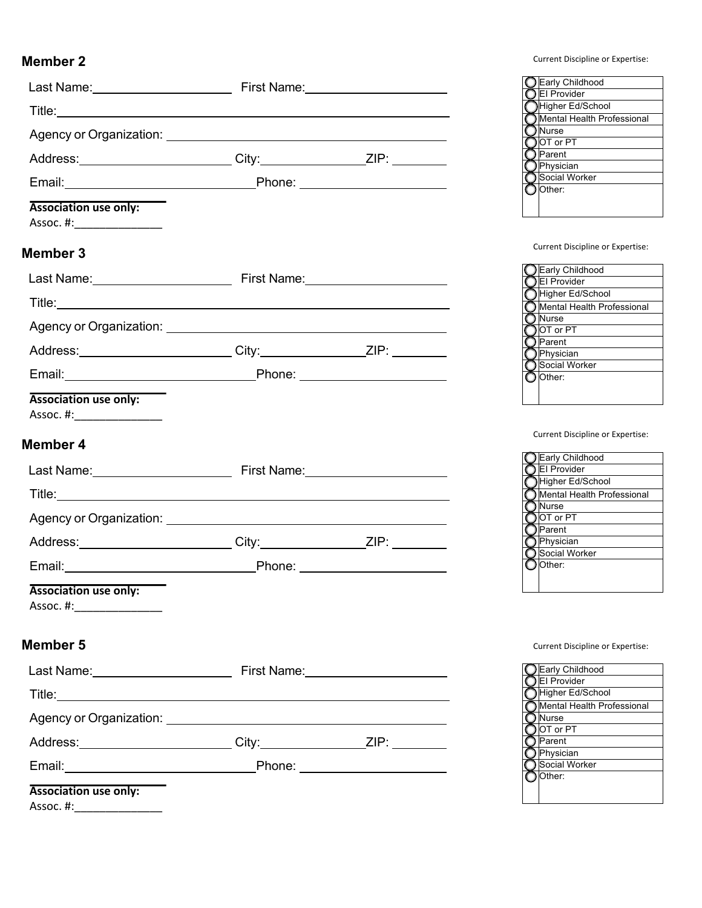## Member 2

Last Name:____________________ First Name:____________________

Title:________________________________________________________

Agency or Organization: ________________________________________

Address:______________________ City:_______________ZIP: ________

Email:____________________________Phone: _____________________

**Association use only:**

Assoc. #:_____________

Current Discipline or Expertise:

- ◯ Early Childhood
- ◯ EI Provider
- ◯ Higher Ed/School
- ◯ Mental Health Professional
- ◯ Nurse
- ◯ OT or PT
- ◯ Parent
- ◯ Physician
- ◯ Social Worker
- ◯ Other:

## Member 3

Last Name:____________________ First Name:____________________

Title:________________________________________________________

Agency or Organization: ________________________________________

Address:______________________ City:_______________ZIP: ________

Email:____________________________Phone: _____________________

**Association use only:**

Assoc. #:_____________

Current Discipline or Expertise:

- ◯ Early Childhood
- ◯ EI Provider
- ◯ Higher Ed/School
- ◯ Mental Health Professional
- ◯ Nurse
- ◯ OT or PT
- ◯ Parent
- ◯ Physician
- ◯ Social Worker
- ◯ Other:

## Member 4

Last Name:____________________ First Name:____________________

Title:________________________________________________________

Agency or Organization: ________________________________________

Address:______________________ City:_______________ZIP: ________

Email:____________________________Phone: _____________________

**Association use only:**

Assoc. #:_____________

Current Discipline or Expertise:

- ◯ Early Childhood
- ◯ EI Provider
- ◯ Higher Ed/School
- ◯ Mental Health Professional
- ◯ Nurse
- ◯ OT or PT
- ◯ Parent
- ◯ Physician
- ◯ Social Worker
- ◯ Other:

## Member 5

Last Name:____________________ First Name:____________________

Title:________________________________________________________

Agency or Organization: ________________________________________

Address:______________________ City:_______________ZIP: ________

Email:____________________________Phone: _____________________

**Association use only:**

Assoc. #:_____________

Current Discipline or Expertise:

- ◯ Early Childhood
- ◯ EI Provider
- ◯ Higher Ed/School
- ◯ Mental Health Professional
- ◯ Nurse
- ◯ OT or PT
- ◯ Parent
- ◯ Physician
- ◯ Social Worker
- ◯ Other: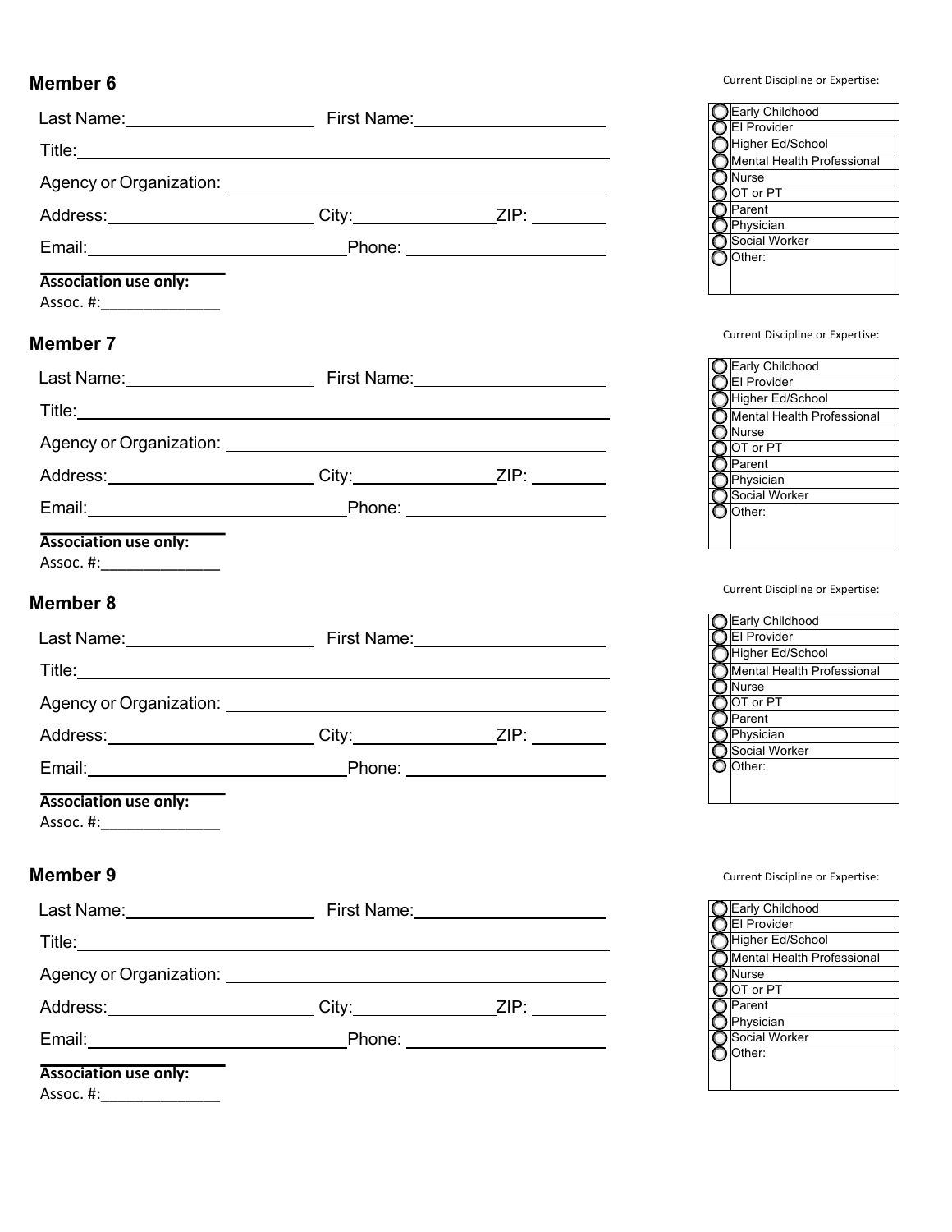## Member 6

Last Name:\_\_\_\_\_\_\_\_\_\_\_\_\_\_\_\_\_\_\_\_ First Name:\_\_\_\_\_\_\_\_\_\_\_\_\_\_\_\_\_\_\_\_

Title:\_\_\_\_\_\_\_\_\_\_\_\_\_\_\_\_\_\_\_\_\_\_\_\_\_\_\_\_\_\_\_\_\_\_\_\_\_\_\_\_\_\_\_\_\_\_\_\_

Agency or Organization: \_\_\_\_\_\_\_\_\_\_\_\_\_\_\_\_\_\_\_\_\_\_\_\_\_\_\_\_\_\_\_\_\_\_\_\_

Address:\_\_\_\_\_\_\_\_\_\_\_\_\_\_\_\_\_\_\_\_ City:\_\_\_\_\_\_\_\_\_\_\_\_\_\_\_ZIP: \_\_\_\_\_\_\_\_

Email:\_\_\_\_\_\_\_\_\_\_\_\_\_\_\_\_\_\_\_\_\_\_\_\_\_\_\_\_Phone: \_\_\_\_\_\_\_\_\_\_\_\_\_\_\_\_\_\_\_\_

**Association use only:**
Assoc. #:\_\_\_\_\_\_\_\_\_\_\_\_\_\_

Current Discipline or Expertise:

- ◯ Early Childhood
- ◯ EI Provider
- ◯ Higher Ed/School
- ◯ Mental Health Professional
- ◯ Nurse
- ◯ OT or PT
- ◯ Parent
- ◯ Physician
- ◯ Social Worker
- ◯ Other:

## Member 7

Last Name:\_\_\_\_\_\_\_\_\_\_\_\_\_\_\_\_\_\_\_\_ First Name:\_\_\_\_\_\_\_\_\_\_\_\_\_\_\_\_\_\_\_\_

Title:\_\_\_\_\_\_\_\_\_\_\_\_\_\_\_\_\_\_\_\_\_\_\_\_\_\_\_\_\_\_\_\_\_\_\_\_\_\_\_\_\_\_\_\_\_\_\_\_

Agency or Organization: \_\_\_\_\_\_\_\_\_\_\_\_\_\_\_\_\_\_\_\_\_\_\_\_\_\_\_\_\_\_\_\_\_\_\_\_

Address:\_\_\_\_\_\_\_\_\_\_\_\_\_\_\_\_\_\_\_\_ City:\_\_\_\_\_\_\_\_\_\_\_\_\_\_\_ZIP: \_\_\_\_\_\_\_\_

Email:\_\_\_\_\_\_\_\_\_\_\_\_\_\_\_\_\_\_\_\_\_\_\_\_\_\_\_\_Phone: \_\_\_\_\_\_\_\_\_\_\_\_\_\_\_\_\_\_\_\_

**Association use only:**
Assoc. #:\_\_\_\_\_\_\_\_\_\_\_\_\_\_

Current Discipline or Expertise:

- ◯ Early Childhood
- ◯ EI Provider
- ◯ Higher Ed/School
- ◯ Mental Health Professional
- ◯ Nurse
- ◯ OT or PT
- ◯ Parent
- ◯ Physician
- ◯ Social Worker
- ◯ Other:

## Member 8

Last Name:\_\_\_\_\_\_\_\_\_\_\_\_\_\_\_\_\_\_\_\_ First Name:\_\_\_\_\_\_\_\_\_\_\_\_\_\_\_\_\_\_\_\_

Title:\_\_\_\_\_\_\_\_\_\_\_\_\_\_\_\_\_\_\_\_\_\_\_\_\_\_\_\_\_\_\_\_\_\_\_\_\_\_\_\_\_\_\_\_\_\_\_\_

Agency or Organization: \_\_\_\_\_\_\_\_\_\_\_\_\_\_\_\_\_\_\_\_\_\_\_\_\_\_\_\_\_\_\_\_\_\_\_\_

Address:\_\_\_\_\_\_\_\_\_\_\_\_\_\_\_\_\_\_\_\_ City:\_\_\_\_\_\_\_\_\_\_\_\_\_\_\_ZIP: \_\_\_\_\_\_\_\_

Email:\_\_\_\_\_\_\_\_\_\_\_\_\_\_\_\_\_\_\_\_\_\_\_\_\_\_\_\_Phone: \_\_\_\_\_\_\_\_\_\_\_\_\_\_\_\_\_\_\_\_

**Association use only:**
Assoc. #:\_\_\_\_\_\_\_\_\_\_\_\_\_\_

Current Discipline or Expertise:

- ◯ Early Childhood
- ◯ EI Provider
- ◯ Higher Ed/School
- ◯ Mental Health Professional
- ◯ Nurse
- ◯ OT or PT
- ◯ Parent
- ◯ Physician
- ◯ Social Worker
- ◯ Other:

## Member 9

Last Name:\_\_\_\_\_\_\_\_\_\_\_\_\_\_\_\_\_\_\_\_ First Name:\_\_\_\_\_\_\_\_\_\_\_\_\_\_\_\_\_\_\_\_

Title:\_\_\_\_\_\_\_\_\_\_\_\_\_\_\_\_\_\_\_\_\_\_\_\_\_\_\_\_\_\_\_\_\_\_\_\_\_\_\_\_\_\_\_\_\_\_\_\_

Agency or Organization: \_\_\_\_\_\_\_\_\_\_\_\_\_\_\_\_\_\_\_\_\_\_\_\_\_\_\_\_\_\_\_\_\_\_\_\_

Address:\_\_\_\_\_\_\_\_\_\_\_\_\_\_\_\_\_\_\_\_ City:\_\_\_\_\_\_\_\_\_\_\_\_\_\_\_ZIP: \_\_\_\_\_\_\_\_

Email:\_\_\_\_\_\_\_\_\_\_\_\_\_\_\_\_\_\_\_\_\_\_\_\_\_\_\_\_Phone: \_\_\_\_\_\_\_\_\_\_\_\_\_\_\_\_\_\_\_\_

**Association use only:**
Assoc. #:\_\_\_\_\_\_\_\_\_\_\_\_\_\_

Current Discipline or Expertise:

- ◯ Early Childhood
- ◯ EI Provider
- ◯ Higher Ed/School
- ◯ Mental Health Professional
- ◯ Nurse
- ◯ OT or PT
- ◯ Parent
- ◯ Physician
- ◯ Social Worker
- ◯ Other: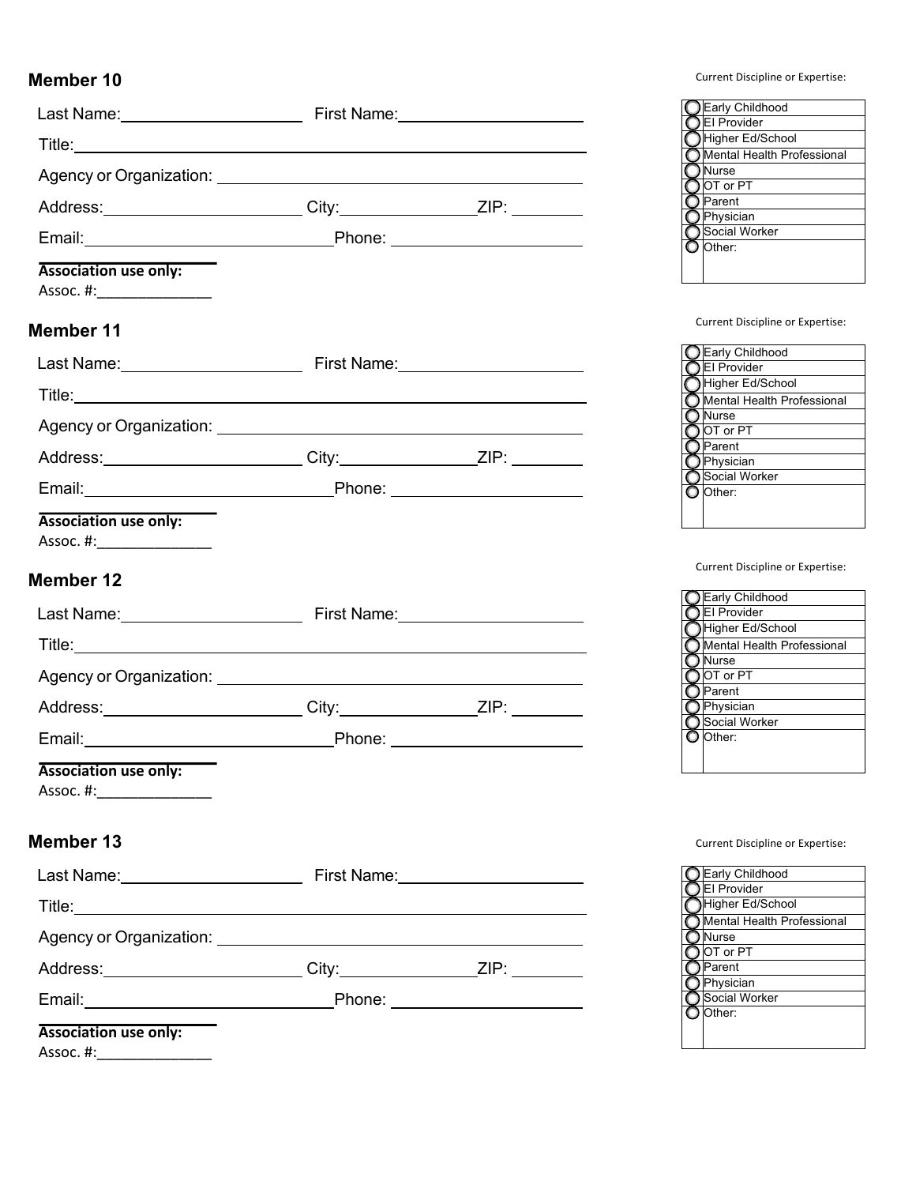## Member 10

Last Name:\_\_\_\_\_\_\_\_\_\_\_\_\_\_\_\_\_\_\_\_ First Name:\_\_\_\_\_\_\_\_\_\_\_\_\_\_\_\_\_\_\_\_

Title:\_\_\_\_\_\_\_\_\_\_\_\_\_\_\_\_\_\_\_\_\_\_\_\_\_\_\_\_\_\_\_\_\_\_\_\_\_\_\_\_\_\_\_\_

Agency or Organization: \_\_\_\_\_\_\_\_\_\_\_\_\_\_\_\_\_\_\_\_\_\_\_\_\_\_\_\_\_\_\_\_\_\_\_\_

Address:\_\_\_\_\_\_\_\_\_\_\_\_\_\_\_\_\_\_\_\_ City:\_\_\_\_\_\_\_\_\_\_\_\_\_\_ZIP: \_\_\_\_\_\_\_\_

Email:\_\_\_\_\_\_\_\_\_\_\_\_\_\_\_\_\_\_\_\_\_\_\_\_\_\_Phone: \_\_\_\_\_\_\_\_\_\_\_\_\_\_\_\_\_\_\_\_

**Association use only:**
Assoc. #:\_\_\_\_\_\_\_\_\_\_\_\_\_\_

Current Discipline or Expertise:

- ◯ Early Childhood
- ◯ EI Provider
- ◯ Higher Ed/School
- ◯ Mental Health Professional
- ◯ Nurse
- ◯ OT or PT
- ◯ Parent
- ◯ Physician
- ◯ Social Worker
- ◯ Other:

## Member 11

Last Name:\_\_\_\_\_\_\_\_\_\_\_\_\_\_\_\_\_\_\_\_ First Name:\_\_\_\_\_\_\_\_\_\_\_\_\_\_\_\_\_\_\_\_

Title:\_\_\_\_\_\_\_\_\_\_\_\_\_\_\_\_\_\_\_\_\_\_\_\_\_\_\_\_\_\_\_\_\_\_\_\_\_\_\_\_\_\_\_\_

Agency or Organization: \_\_\_\_\_\_\_\_\_\_\_\_\_\_\_\_\_\_\_\_\_\_\_\_\_\_\_\_\_\_\_\_\_\_\_\_

Address:\_\_\_\_\_\_\_\_\_\_\_\_\_\_\_\_\_\_\_\_ City:\_\_\_\_\_\_\_\_\_\_\_\_\_\_ZIP: \_\_\_\_\_\_\_\_

Email:\_\_\_\_\_\_\_\_\_\_\_\_\_\_\_\_\_\_\_\_\_\_\_\_\_\_Phone: \_\_\_\_\_\_\_\_\_\_\_\_\_\_\_\_\_\_\_\_

**Association use only:**
Assoc. #:\_\_\_\_\_\_\_\_\_\_\_\_\_\_

Current Discipline or Expertise:

- ◯ Early Childhood
- ◯ EI Provider
- ◯ Higher Ed/School
- ◯ Mental Health Professional
- ◯ Nurse
- ◯ OT or PT
- ◯ Parent
- ◯ Physician
- ◯ Social Worker
- ◯ Other:

## Member 12

Last Name:\_\_\_\_\_\_\_\_\_\_\_\_\_\_\_\_\_\_\_\_ First Name:\_\_\_\_\_\_\_\_\_\_\_\_\_\_\_\_\_\_\_\_

Title:\_\_\_\_\_\_\_\_\_\_\_\_\_\_\_\_\_\_\_\_\_\_\_\_\_\_\_\_\_\_\_\_\_\_\_\_\_\_\_\_\_\_\_\_

Agency or Organization: \_\_\_\_\_\_\_\_\_\_\_\_\_\_\_\_\_\_\_\_\_\_\_\_\_\_\_\_\_\_\_\_\_\_\_\_

Address:\_\_\_\_\_\_\_\_\_\_\_\_\_\_\_\_\_\_\_\_ City:\_\_\_\_\_\_\_\_\_\_\_\_\_\_ZIP: \_\_\_\_\_\_\_\_

Email:\_\_\_\_\_\_\_\_\_\_\_\_\_\_\_\_\_\_\_\_\_\_\_\_\_\_Phone: \_\_\_\_\_\_\_\_\_\_\_\_\_\_\_\_\_\_\_\_

**Association use only:**
Assoc. #:\_\_\_\_\_\_\_\_\_\_\_\_\_\_

Current Discipline or Expertise:

- ◯ Early Childhood
- ◯ EI Provider
- ◯ Higher Ed/School
- ◯ Mental Health Professional
- ◯ Nurse
- ◯ OT or PT
- ◯ Parent
- ◯ Physician
- ◯ Social Worker
- ◯ Other:

## Member 13

Last Name:\_\_\_\_\_\_\_\_\_\_\_\_\_\_\_\_\_\_\_\_ First Name:\_\_\_\_\_\_\_\_\_\_\_\_\_\_\_\_\_\_\_\_

Title:\_\_\_\_\_\_\_\_\_\_\_\_\_\_\_\_\_\_\_\_\_\_\_\_\_\_\_\_\_\_\_\_\_\_\_\_\_\_\_\_\_\_\_\_

Agency or Organization: \_\_\_\_\_\_\_\_\_\_\_\_\_\_\_\_\_\_\_\_\_\_\_\_\_\_\_\_\_\_\_\_\_\_\_\_

Address:\_\_\_\_\_\_\_\_\_\_\_\_\_\_\_\_\_\_\_\_ City:\_\_\_\_\_\_\_\_\_\_\_\_\_\_ZIP: \_\_\_\_\_\_\_\_

Email:\_\_\_\_\_\_\_\_\_\_\_\_\_\_\_\_\_\_\_\_\_\_\_\_\_\_Phone: \_\_\_\_\_\_\_\_\_\_\_\_\_\_\_\_\_\_\_\_

**Association use only:**
Assoc. #:\_\_\_\_\_\_\_\_\_\_\_\_\_\_

Current Discipline or Expertise:

- ◯ Early Childhood
- ◯ EI Provider
- ◯ Higher Ed/School
- ◯ Mental Health Professional
- ◯ Nurse
- ◯ OT or PT
- ◯ Parent
- ◯ Physician
- ◯ Social Worker
- ◯ Other: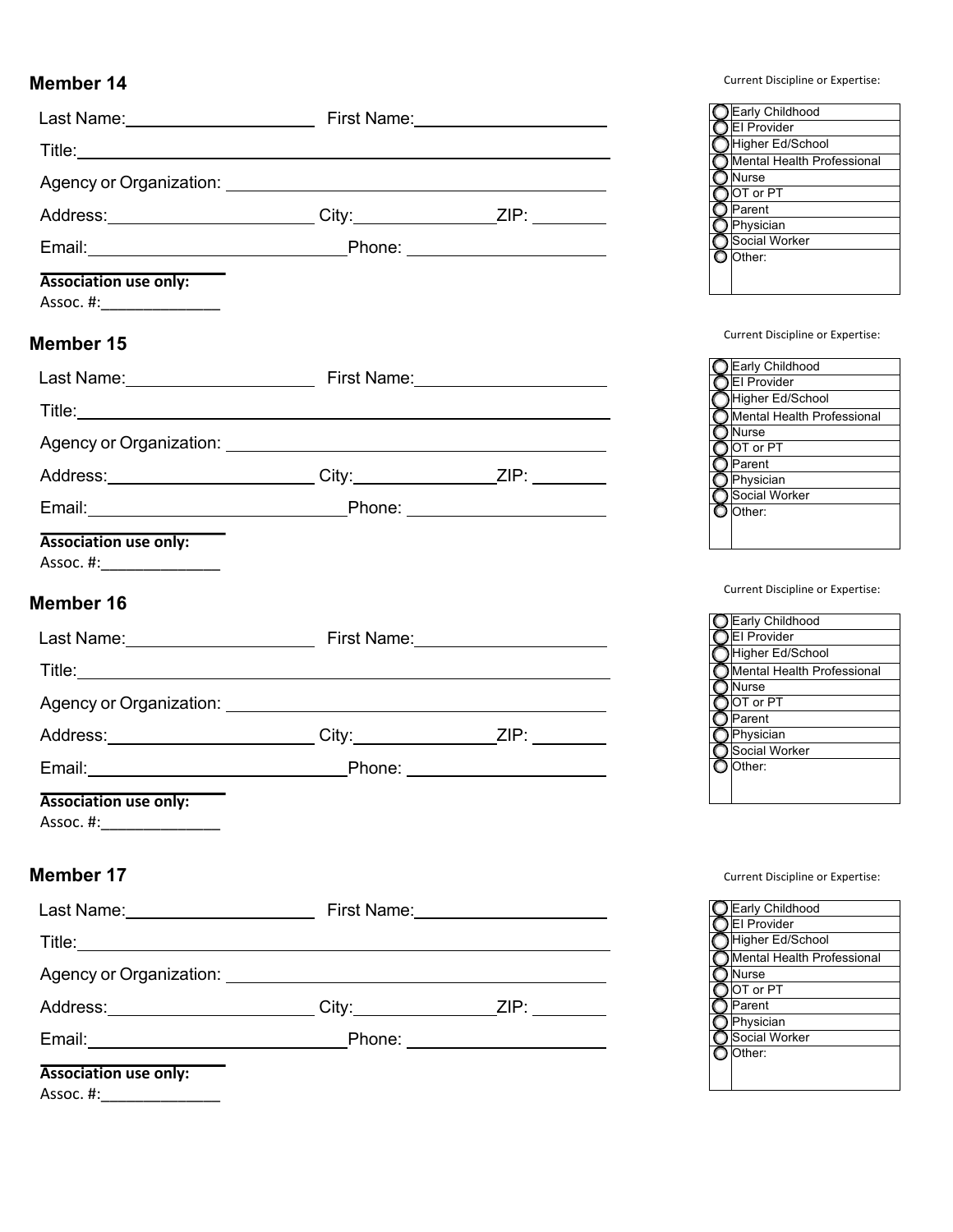## Member 14

Last Name:____________________ First Name:____________________

Title:________________________________________________________

Agency or Organization: ______________________________________

Address:______________________ City:_______________ZIP: ________

Email:____________________________Phone: ____________________

**Association use only:**
Assoc. #:_____________

Current Discipline or Expertise:

| | |
|---|---|
| ◯ | Early Childhood |
| ◯ | EI Provider |
| ◯ | Higher Ed/School |
| ◯ | Mental Health Professional |
| ◯ | Nurse |
| ◯ | OT or PT |
| ◯ | Parent |
| ◯ | Physician |
| ◯ | Social Worker |
| ◯ | Other: |

## Member 15

Last Name:____________________ First Name:____________________

Title:________________________________________________________

Agency or Organization: ______________________________________

Address:______________________ City:_______________ZIP: ________

Email:____________________________Phone: ____________________

**Association use only:**
Assoc. #:_____________

Current Discipline or Expertise:

| | |
|---|---|
| ◯ | Early Childhood |
| ◯ | EI Provider |
| ◯ | Higher Ed/School |
| ◯ | Mental Health Professional |
| ◯ | Nurse |
| ◯ | OT or PT |
| ◯ | Parent |
| ◯ | Physician |
| ◯ | Social Worker |
| ◯ | Other: |

## Member 16

Last Name:____________________ First Name:____________________

Title:________________________________________________________

Agency or Organization: ______________________________________

Address:______________________ City:_______________ZIP: ________

Email:____________________________Phone: ____________________

**Association use only:**
Assoc. #:_____________

Current Discipline or Expertise:

| | |
|---|---|
| ◯ | Early Childhood |
| ◯ | EI Provider |
| ◯ | Higher Ed/School |
| ◯ | Mental Health Professional |
| ◯ | Nurse |
| ◯ | OT or PT |
| ◯ | Parent |
| ◯ | Physician |
| ◯ | Social Worker |
| ◯ | Other: |

## Member 17

Last Name:____________________ First Name:____________________

Title:________________________________________________________

Agency or Organization: ______________________________________

Address:______________________ City:_______________ZIP: ________

Email:____________________________Phone: ____________________

**Association use only:**
Assoc. #:_____________

Current Discipline or Expertise:

| | |
|---|---|
| ◯ | Early Childhood |
| ◯ | EI Provider |
| ◯ | Higher Ed/School |
| ◯ | Mental Health Professional |
| ◯ | Nurse |
| ◯ | OT or PT |
| ◯ | Parent |
| ◯ | Physician |
| ◯ | Social Worker |
| ◯ | Other: |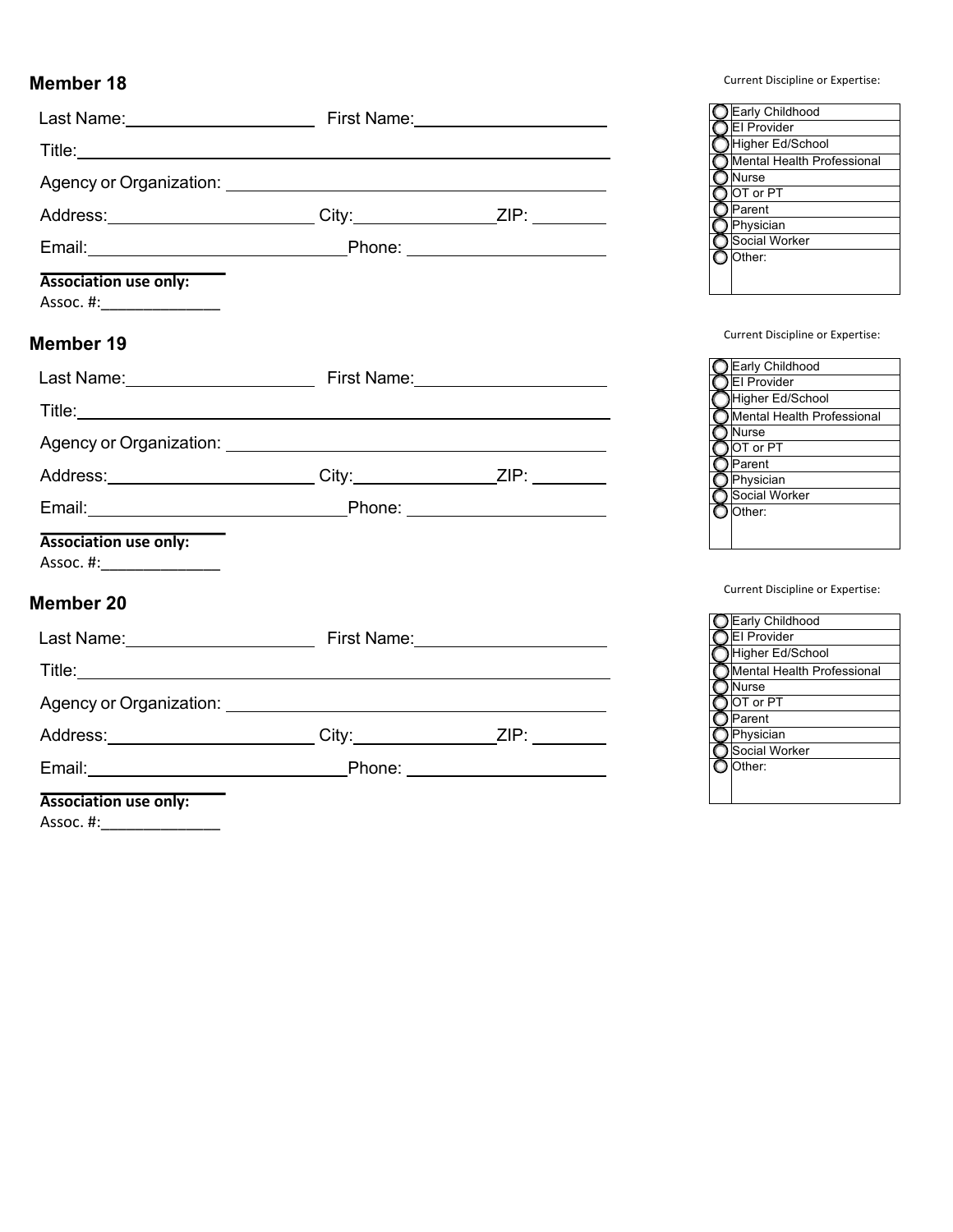## Member 18

Last Name:____________________ First Name:____________________

Title:____________________________________________________

Agency or Organization: ____________________________________

Address:______________________ City:______________ZIP: ________

Email:____________________________Phone: ____________________

**Association use only:**

Assoc. #:______________

Current Discipline or Expertise:

| | |
|---|---|
| ◯ | Early Childhood |
| ◯ | EI Provider |
| ◯ | Higher Ed/School |
| ◯ | Mental Health Professional |
| ◯ | Nurse |
| ◯ | OT or PT |
| ◯ | Parent |
| ◯ | Physician |
| ◯ | Social Worker |
| ◯ | Other: |

## Member 19

Last Name:____________________ First Name:____________________

Title:____________________________________________________

Agency or Organization: ____________________________________

Address:______________________ City:______________ZIP: ________

Email:____________________________Phone: ____________________

**Association use only:**

Assoc. #:______________

Current Discipline or Expertise:

| | |
|---|---|
| ◯ | Early Childhood |
| ◯ | EI Provider |
| ◯ | Higher Ed/School |
| ◯ | Mental Health Professional |
| ◯ | Nurse |
| ◯ | OT or PT |
| ◯ | Parent |
| ◯ | Physician |
| ◯ | Social Worker |
| ◯ | Other: |

## Member 20

Last Name:____________________ First Name:____________________

Title:____________________________________________________

Agency or Organization: ____________________________________

Address:______________________ City:______________ZIP: ________

Email:____________________________Phone: ____________________

**Association use only:**

Assoc. #:______________

Current Discipline or Expertise:

| | |
|---|---|
| ◯ | Early Childhood |
| ◯ | EI Provider |
| ◯ | Higher Ed/School |
| ◯ | Mental Health Professional |
| ◯ | Nurse |
| ◯ | OT or PT |
| ◯ | Parent |
| ◯ | Physician |
| ◯ | Social Worker |
| ◯ | Other: |